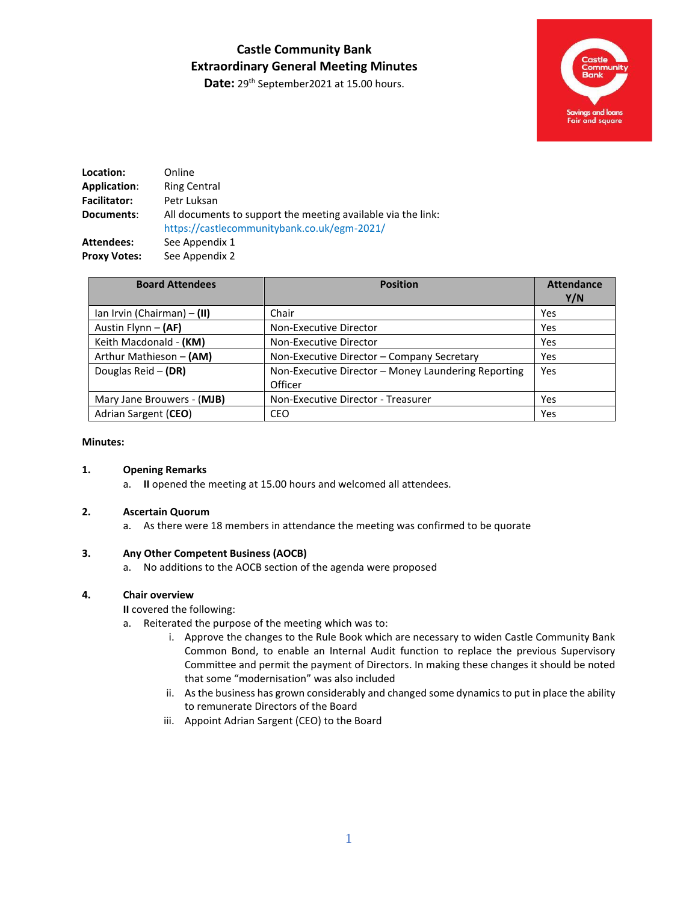# Castle Community Bank
## Extraordinary General Meeting Minutes
**Date:** 29th September2021 at 15.00 hours.

**Location:** Online
**Application:** Ring Central
**Facilitator:** Petr Luksan
**Documents:** All documents to support the meeting available via the link: https://castlecommunitybank.co.uk/egm-2021/
**Attendees:** See Appendix 1
**Proxy Votes:** See Appendix 2

| Board Attendees | Position | Attendance Y/N |
|---|---|---|
| Ian Irvin (Chairman) – **(II)** | Chair | Yes |
| Austin Flynn – **(AF)** | Non-Executive Director | Yes |
| Keith Macdonald - **(KM)** | Non-Executive Director | Yes |
| Arthur Mathieson – **(AM)** | Non-Executive Director – Company Secretary | Yes |
| Douglas Reid – **(DR)** | Non-Executive Director – Money Laundering Reporting Officer | Yes |
| Mary Jane Brouwers - **(MJB)** | Non-Executive Director - Treasurer | Yes |
| Adrian Sargent (**CEO**) | CEO | Yes |

**Minutes:**

**1. Opening Remarks**

a. **II** opened the meeting at 15.00 hours and welcomed all attendees.

**2. Ascertain Quorum**

a. As there were 18 members in attendance the meeting was confirmed to be quorate

**3. Any Other Competent Business (AOCB)**

a. No additions to the AOCB section of the agenda were proposed

**4. Chair overview**

**II** covered the following:

a. Reiterated the purpose of the meeting which was to:

   i. Approve the changes to the Rule Book which are necessary to widen Castle Community Bank Common Bond, to enable an Internal Audit function to replace the previous Supervisory Committee and permit the payment of Directors. In making these changes it should be noted that some "modernisation" was also included

   ii. As the business has grown considerably and changed some dynamics to put in place the ability to remunerate Directors of the Board

   iii. Appoint Adrian Sargent (CEO) to the Board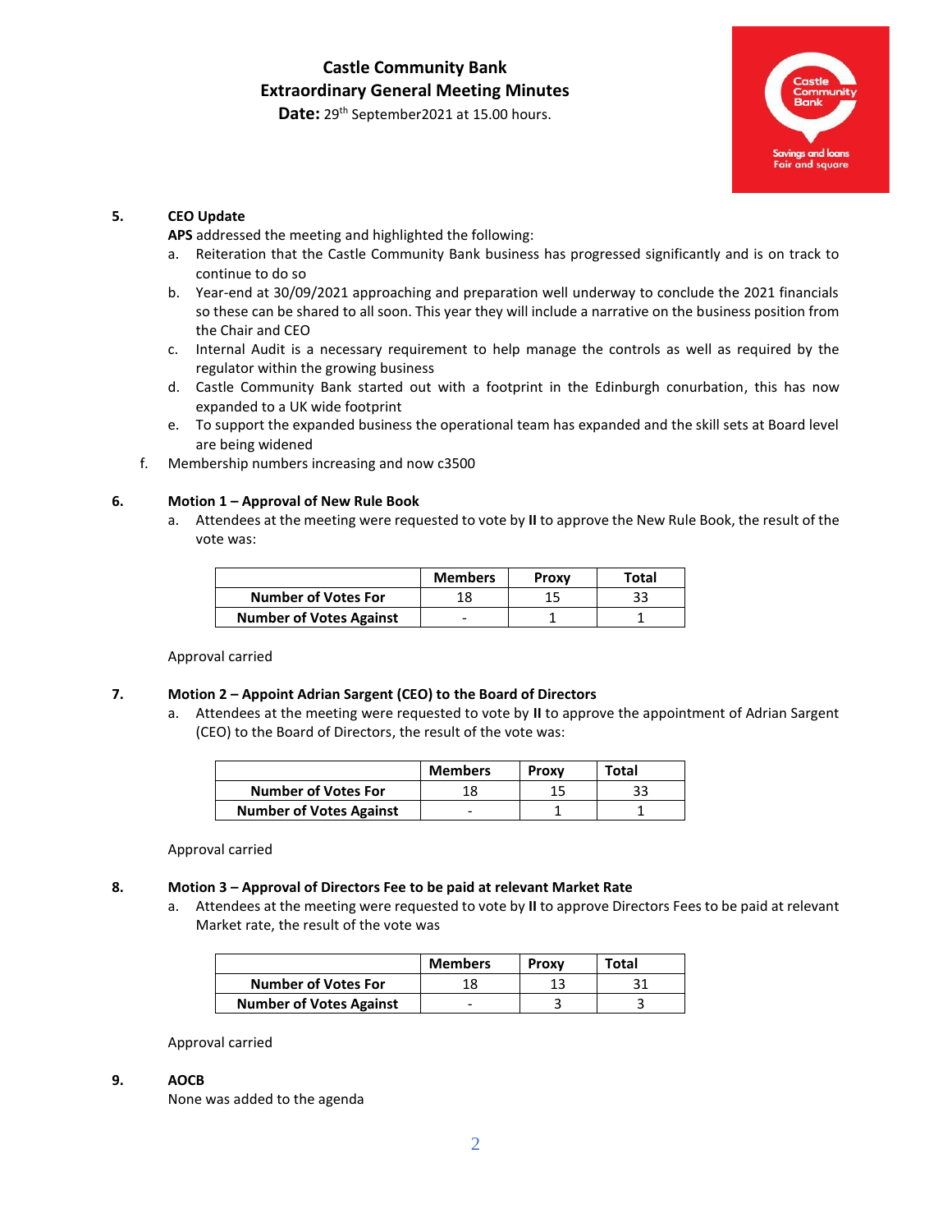# Castle Community Bank
## Extraordinary General Meeting Minutes

**Date:** 29th September2021 at 15.00 hours.

**5. CEO Update**

**APS** addressed the meeting and highlighted the following:

a. Reiteration that the Castle Community Bank business has progressed significantly and is on track to continue to do so
b. Year-end at 30/09/2021 approaching and preparation well underway to conclude the 2021 financials so these can be shared to all soon. This year they will include a narrative on the business position from the Chair and CEO
c. Internal Audit is a necessary requirement to help manage the controls as well as required by the regulator within the growing business
d. Castle Community Bank started out with a footprint in the Edinburgh conurbation, this has now expanded to a UK wide footprint
e. To support the expanded business the operational team has expanded and the skill sets at Board level are being widened
f. Membership numbers increasing and now c3500

**6. Motion 1 – Approval of New Rule Book**

a. Attendees at the meeting were requested to vote by **II** to approve the New Rule Book, the result of the vote was:

| | Members | Proxy | Total |
|---|---|---|---|
| **Number of Votes For** | 18 | 15 | 33 |
| **Number of Votes Against** | - | 1 | 1 |

Approval carried

**7. Motion 2 – Appoint Adrian Sargent (CEO) to the Board of Directors**

a. Attendees at the meeting were requested to vote by **II** to approve the appointment of Adrian Sargent (CEO) to the Board of Directors, the result of the vote was:

| | Members | Proxy | Total |
|---|---|---|---|
| **Number of Votes For** | 18 | 15 | 33 |
| **Number of Votes Against** | - | 1 | 1 |

Approval carried

**8. Motion 3 – Approval of Directors Fee to be paid at relevant Market Rate**

a. Attendees at the meeting were requested to vote by **II** to approve Directors Fees to be paid at relevant Market rate, the result of the vote was

| | Members | Proxy | Total |
|---|---|---|---|
| **Number of Votes For** | 18 | 13 | 31 |
| **Number of Votes Against** | - | 3 | 3 |

Approval carried

**9. AOCB**

None was added to the agenda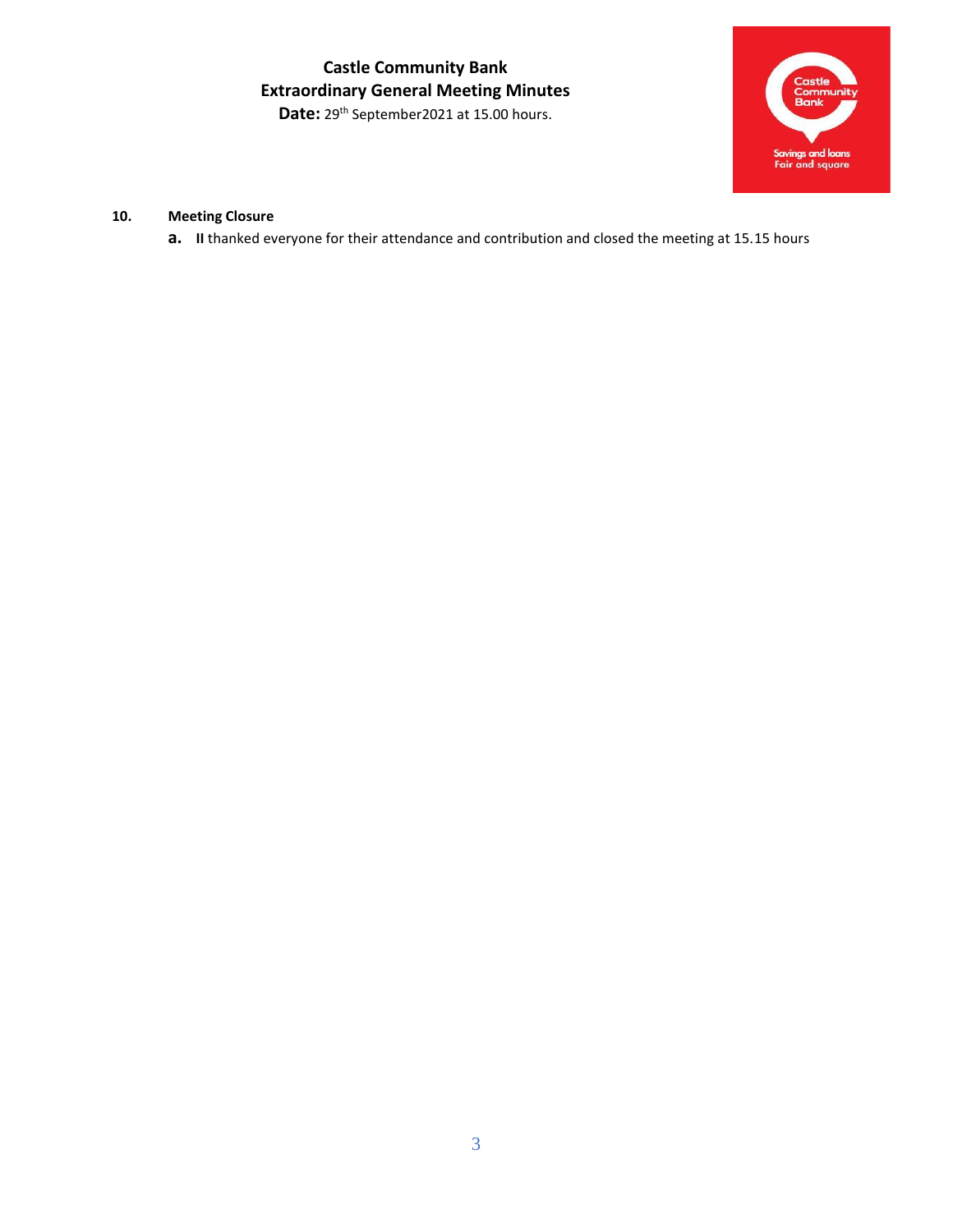**Castle Community Bank**
**Extraordinary General Meeting Minutes**
**Date:** 29th September2021 at 15.00 hours.

**10. Meeting Closure**

**a. II** thanked everyone for their attendance and contribution and closed the meeting at 15.15 hours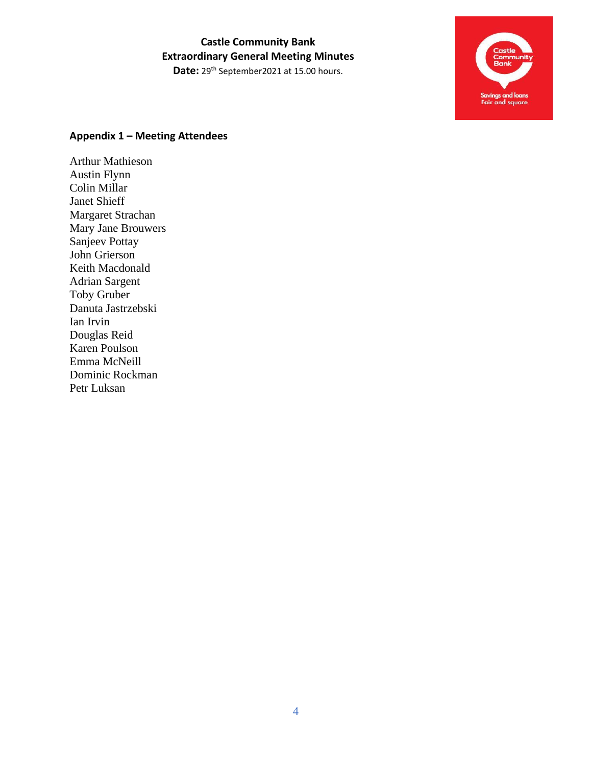**Castle Community Bank**
**Extraordinary General Meeting Minutes**
**Date:** 29th September2021 at 15.00 hours.

## Appendix 1 – Meeting Attendees

Arthur Mathieson
Austin Flynn
Colin Millar
Janet Shieff
Margaret Strachan
Mary Jane Brouwers
Sanjeev Pottay
John Grierson
Keith Macdonald
Adrian Sargent
Toby Gruber
Danuta Jastrzebski
Ian Irvin
Douglas Reid
Karen Poulson
Emma McNeill
Dominic Rockman
Petr Luksan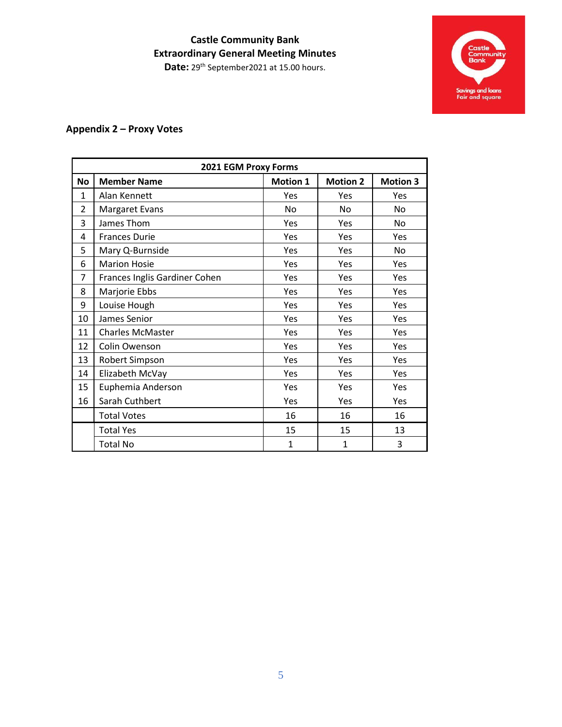**Castle Community Bank**
**Extraordinary General Meeting Minutes**
**Date:** 29th September2021 at 15.00 hours.

## Appendix 2 – Proxy Votes

| 2021 EGM Proxy Forms | | | | |
|---|---|---|---|---|
| **No** | **Member Name** | **Motion 1** | **Motion 2** | **Motion 3** |
| 1 | Alan Kennett | Yes | Yes | Yes |
| 2 | Margaret Evans | No | No | No |
| 3 | James Thom | Yes | Yes | No |
| 4 | Frances Durie | Yes | Yes | Yes |
| 5 | Mary Q-Burnside | Yes | Yes | No |
| 6 | Marion Hosie | Yes | Yes | Yes |
| 7 | Frances Inglis Gardiner Cohen | Yes | Yes | Yes |
| 8 | Marjorie Ebbs | Yes | Yes | Yes |
| 9 | Louise Hough | Yes | Yes | Yes |
| 10 | James Senior | Yes | Yes | Yes |
| 11 | Charles McMaster | Yes | Yes | Yes |
| 12 | Colin Owenson | Yes | Yes | Yes |
| 13 | Robert Simpson | Yes | Yes | Yes |
| 14 | Elizabeth McVay | Yes | Yes | Yes |
| 15 | Euphemia Anderson | Yes | Yes | Yes |
| 16 | Sarah Cuthbert | Yes | Yes | Yes |
| | Total Votes | 16 | 16 | 16 |
| | Total Yes | 15 | 15 | 13 |
| | Total No | 1 | 1 | 3 |